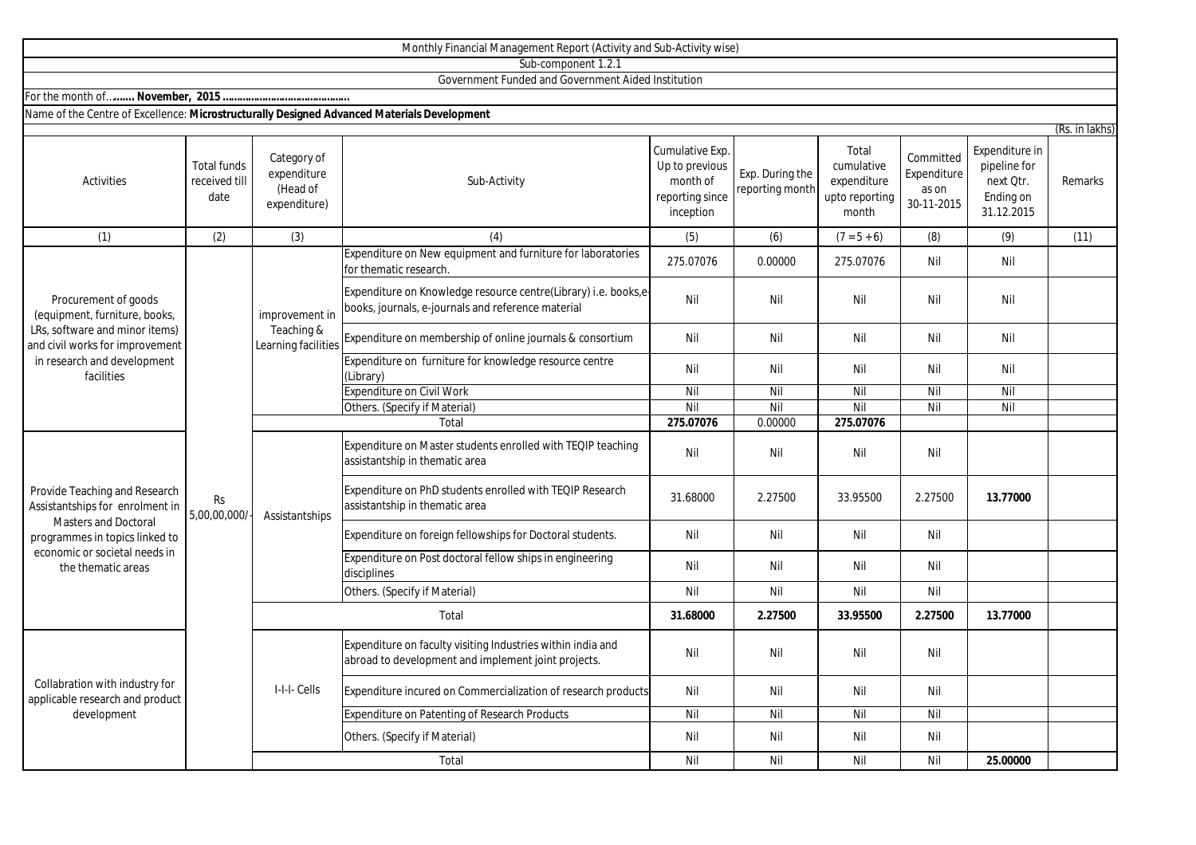Monthly Financial Management Report (Activity and Sub-Activity wise)

Sub-component 1.2.1

Government Funded and Government Aided Institution

For the month of…**….. November, 2015 …………………………………**

Name of the Centre of Excellence: **Microstructurally Designed Advanced Materials Development**

(Rs. in lakhs)

| Activities | Total funds received till date | Category of expenditure (Head of expenditure) | Sub-Activity | Cumulative Exp. Up to previous month of reporting since inception | Exp. During the reporting month | Total cumulative expenditure upto reporting month | Committed Expenditure as on 30-11-2015 | Expenditure in pipeline for next Qtr. Ending on 31.12.2015 | Remarks |
|---|---|---|---|---|---|---|---|---|---|
| (1) | (2) | (3) | (4) | (5) | (6) | (7 = 5 + 6) | (8) | (9) | (11) |
| Procurement of goods (equipment, furniture, books, LRs, software and minor items) and civil works for improvement in research and development facilities | Rs 5,00,00,000/- | improvement in Teaching & Learning facilities | Expenditure on New equipment and furniture for laboratories for thematic research. | 275.07076 | 0.00000 | 275.07076 | Nil | Nil | |
| | | | Expenditure on Knowledge resource centre(Library) i.e. books,e-books, journals, e-journals and reference material | Nil | Nil | Nil | Nil | Nil | |
| | | | Expenditure on membership of online journals & consortium | Nil | Nil | Nil | Nil | Nil | |
| | | | Expenditure on furniture for knowledge resource centre (Library) | Nil | Nil | Nil | Nil | Nil | |
| | | | Expenditure on Civil Work | Nil | Nil | Nil | Nil | Nil | |
| | | | Others. (Specify if Material) | Nil | Nil | Nil | Nil | Nil | |
| | | | Total | **275.07076** | 0.00000 | **275.07076** | | | |
| Provide Teaching and Research Assistantships for enrolment in Masters and Doctoral programmes in topics linked to economic or societal needs in the thematic areas | | Assistantships | Expenditure on Master students enrolled with TEQIP teaching assistantship in thematic area | Nil | Nil | Nil | Nil | | |
| | | | Expenditure on PhD students enrolled with TEQIP Research assistantship in thematic area | 31.68000 | 2.27500 | 33.95500 | 2.27500 | **13.77000** | |
| | | | Expenditure on foreign fellowships for Doctoral students. | Nil | Nil | Nil | Nil | | |
| | | | Expenditure on Post doctoral fellow ships in engineering disciplines | Nil | Nil | Nil | Nil | | |
| | | | Others. (Specify if Material) | Nil | Nil | Nil | Nil | | |
| | | | Total | **31.68000** | **2.27500** | **33.95500** | **2.27500** | **13.77000** | |
| Collabration with industry for applicable research and product development | | I-I-I- Cells | Expenditure on faculty visiting Industries within india and abroad to development and implement joint projects. | Nil | Nil | Nil | Nil | | |
| | | | Expenditure incured on Commercialization of research products | Nil | Nil | Nil | Nil | | |
| | | | Expenditure on Patenting of Research Products | Nil | Nil | Nil | Nil | | |
| | | | Others. (Specify if Material) | Nil | Nil | Nil | Nil | | |
| | | | Total | Nil | Nil | Nil | Nil | **25.00000** | |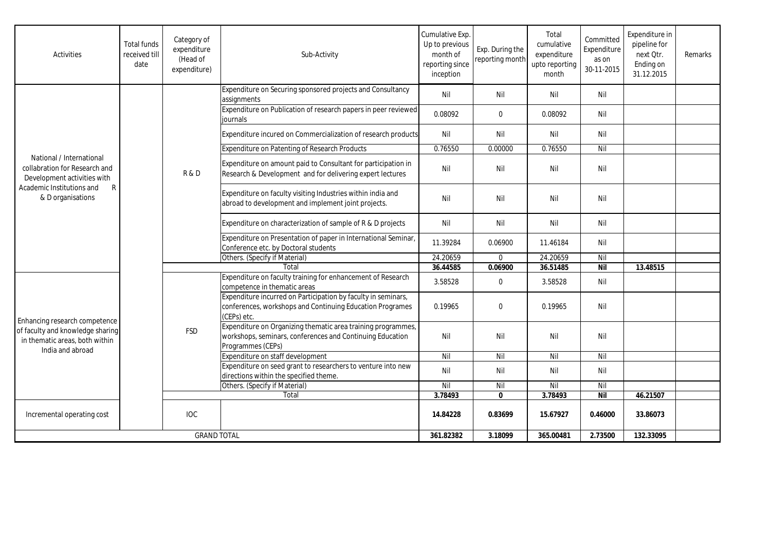| Activities | Total funds received till date | Category of expenditure (Head of expenditure) | Sub-Activity | Cumulative Exp. Up to previous month of reporting since inception | Exp. During the reporting month | Total cumulative expenditure upto reporting month | Committed Expenditure as on 30-11-2015 | Expenditure in pipeline for next Qtr. Ending on 31.12.2015 | Remarks |
|---|---|---|---|---|---|---|---|---|---|
| National / International collabration for Research and Development activities with Academic Institutions and R & D organisations | | R & D | Expenditure on Securing sponsored projects and Consultancy assignments | Nil | Nil | Nil | Nil | | |
| | | | Expenditure on Publication of research papers in peer reviewed journals | 0.08092 | 0 | 0.08092 | Nil | | |
| | | | Expenditure incured on Commercialization of research products | Nil | Nil | Nil | Nil | | |
| | | | Expenditure on Patenting of Research Products | 0.76550 | 0.00000 | 0.76550 | Nil | | |
| | | | Expenditure on amount paid to Consultant for participation in Research & Development and for delivering expert lectures | Nil | Nil | Nil | Nil | | |
| | | | Expenditure on faculty visiting Industries within india and abroad to development and implement joint projects. | Nil | Nil | Nil | Nil | | |
| | | | Expenditure on characterization of sample of R & D projects | Nil | Nil | Nil | Nil | | |
| | | | Expenditure on Presentation of paper in International Seminar, Conference etc. by Doctoral students | 11.39284 | 0.06900 | 11.46184 | Nil | | |
| | | | Others. (Specify if Material) | 24.20659 | 0 | 24.20659 | Nil | | |
| | | | **Total** | **36.44585** | **0.06900** | **36.51485** | **Nil** | **13.48515** | |
| Enhancing research competence of faculty and knowledge sharing in thematic areas, both within India and abroad | | FSD | Expenditure on faculty training for enhancement of Research competence in thematic areas | 3.58528 | 0 | 3.58528 | Nil | | |
| | | | Expenditure incurred on Participation by faculty in seminars, conferences, workshops and Continuing Education Programes (CEPs) etc. | 0.19965 | 0 | 0.19965 | Nil | | |
| | | | Expenditure on Organizing thematic area training programmes, workshops, seminars, conferences and Continuing Education Programmes (CEPs) | Nil | Nil | Nil | Nil | | |
| | | | Expenditure on staff development | Nil | Nil | Nil | Nil | | |
| | | | Expenditure on seed grant to researchers to venture into new directions within the specified theme. | Nil | Nil | Nil | Nil | | |
| | | | Others. (Specify if Material) | Nil | Nil | Nil | Nil | | |
| | | | **Total** | **3.78493** | **0** | **3.78493** | **Nil** | **46.21507** | |
| Incremental operating cost | | IOC | | **14.84228** | **0.83699** | **15.67927** | **0.46000** | **33.86073** | |
| **GRAND TOTAL** | | | | **361.82382** | **3.18099** | **365.00481** | **2.73500** | **132.33095** | |